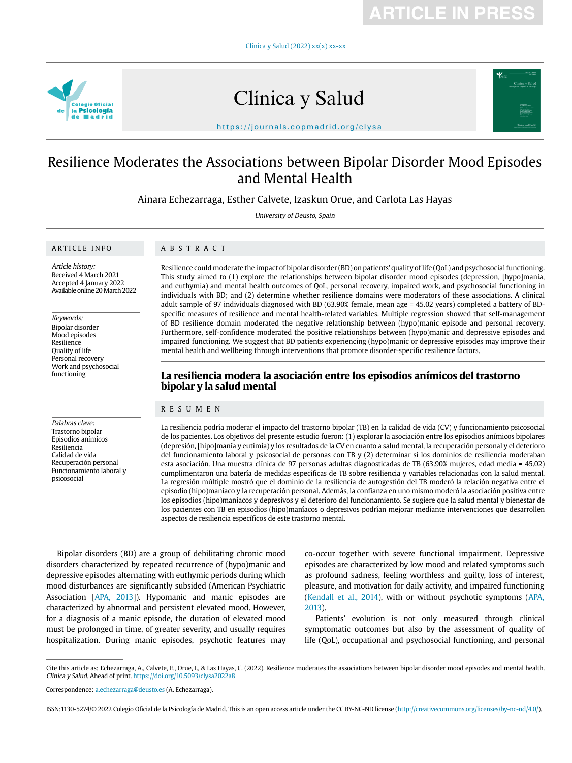# Resilience Moderates the Associations between Bipolar Disorder Mood Episodes and Mental Health

Ainara Echezarraga, Esther Calvete, Izaskun Orue, and Carlota Las Hayas

*University of Deusto, Spain*

## ARTICLE INFO

*Article history:*
Received 4 March 2021
Accepted 4 January 2022
Available online 20 March 2022

*Keywords:*
Bipolar disorder
Mood episodes
Resilience
Quality of life
Personal recovery
Work and psychosocial functioning

*Palabras clave:*
Trastorno bipolar
Episodios anímicos
Resiliencia
Calidad de vida
Recuperación personal
Funcionamiento laboral y psicosocial

## ABSTRACT

Resilience could moderate the impact of bipolar disorder (BD) on patients' quality of life (QoL) and psychosocial functioning. This study aimed to (1) explore the relationships between bipolar disorder mood episodes (depression, [hypo]mania, and euthymia) and mental health outcomes of QoL, personal recovery, impaired work, and psychosocial functioning in individuals with BD; and (2) determine whether resilience domains were moderators of these associations. A clinical adult sample of 97 individuals diagnosed with BD (63.90% female, mean age = 45.02 years) completed a battery of BD-specific measures of resilience and mental health-related variables. Multiple regression showed that self-management of BD resilience domain moderated the negative relationship between (hypo)manic episode and personal recovery. Furthermore, self-confidence moderated the positive relationships between (hypo)manic and depressive episodes and impaired functioning. We suggest that BD patients experiencing (hypo)manic or depressive episodes may improve their mental health and wellbeing through interventions that promote disorder-specific resilience factors.

## La resiliencia modera la asociación entre los episodios anímicos del trastorno bipolar y la salud mental

## RESUMEN

La resiliencia podría moderar el impacto del trastorno bipolar (TB) en la calidad de vida (CV) y funcionamiento psicosocial de los pacientes. Los objetivos del presente estudio fueron: (1) explorar la asociación entre los episodios anímicos bipolares (depresión, [hipo]manía y eutimia) y los resultados de la CV en cuanto a salud mental, la recuperación personal y el deterioro del funcionamiento laboral y psicosocial de personas con TB y (2) determinar si los dominios de resiliencia moderaban esta asociación. Una muestra clínica de 97 personas adultas diagnosticadas de TB (63.90% mujeres, edad media = 45.02) cumplimentaron una batería de medidas específicas de TB sobre resiliencia y variables relacionadas con la salud mental. La regresión múltiple mostró que el dominio de la resiliencia de autogestión del TB moderó la relación negativa entre el episodio (hipo)maníaco y la recuperación personal. Además, la confianza en uno mismo moderó la asociación positiva entre los episodios (hipo)maníacos y depresivos y el deterioro del funcionamiento. Se sugiere que la salud mental y bienestar de los pacientes con TB en episodios (hipo)maníacos o depresivos podrían mejorar mediante intervenciones que desarrollen aspectos de resiliencia específicos de este trastorno mental.

Bipolar disorders (BD) are a group of debilitating chronic mood disorders characterized by repeated recurrence of (hypo)manic and depressive episodes alternating with euthymic periods during which mood disturbances are significantly subsided (American Psychiatric Association [APA, 2013]). Hypomanic and manic episodes are characterized by abnormal and persistent elevated mood. However, for a diagnosis of a manic episode, the duration of elevated mood must be prolonged in time, of greater severity, and usually requires hospitalization. During manic episodes, psychotic features may co-occur together with severe functional impairment. Depressive episodes are characterized by low mood and related symptoms such as profound sadness, feeling worthless and guilty, loss of interest, pleasure, and motivation for daily activity, and impaired functioning (Kendall et al., 2014), with or without psychotic symptoms (APA, 2013).

Patients' evolution is not only measured through clinical symptomatic outcomes but also by the assessment of quality of life (QoL), occupational and psychosocial functioning, and personal

Cite this article as: Echezarraga, A., Calvete, E., Orue, I., & Las Hayas, C. (2022). Resilience moderates the associations between bipolar disorder mood episodes and mental health. *Clínica y Salud*. Ahead of print. https://doi.org/10.5093/clysa2022a8

Correspondence: a.echezarraga@deusto.es (A. Echezarraga).

ISSN:1130-5274/© 2022 Colegio Oficial de la Psicología de Madrid. This is an open access article under the CC BY-NC-ND license (http://creativecommons.org/licenses/by-nc-nd/4.0/).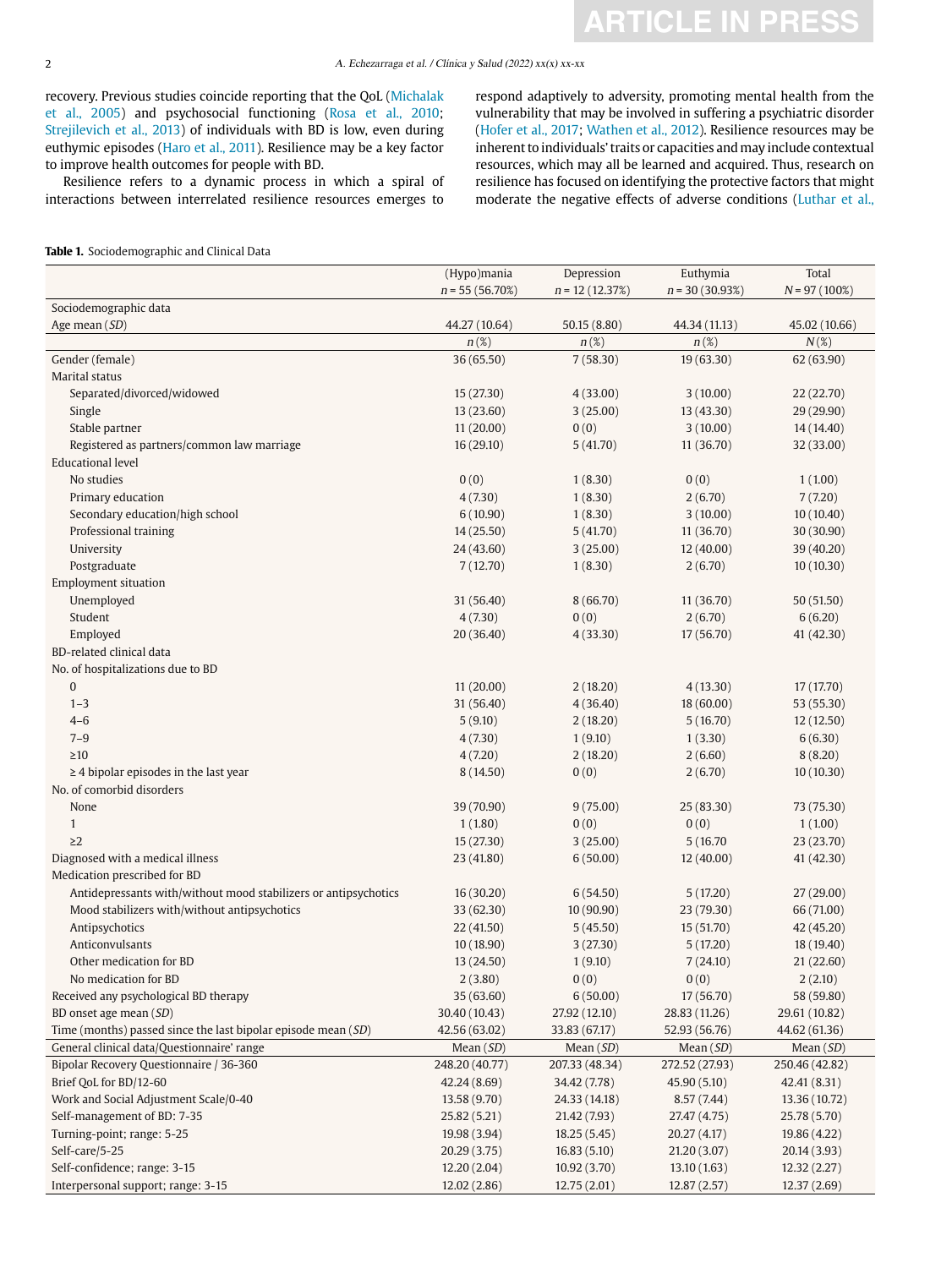recovery. Previous studies coincide reporting that the QoL (Michalak et al., 2005) and psychosocial functioning (Rosa et al., 2010; Strejilevich et al., 2013) of individuals with BD is low, even during euthymic episodes (Haro et al., 2011). Resilience may be a key factor to improve health outcomes for people with BD.

Resilience refers to a dynamic process in which a spiral of interactions between interrelated resilience resources emerges to respond adaptively to adversity, promoting mental health from the vulnerability that may be involved in suffering a psychiatric disorder (Hofer et al., 2017; Wathen et al., 2012). Resilience resources may be inherent to individuals' traits or capacities and may include contextual resources, which may all be learned and acquired. Thus, research on resilience has focused on identifying the protective factors that might moderate the negative effects of adverse conditions (Luthar et al.,

**Table 1.** Sociodemographic and Clinical Data

| | (Hypo)mania *n* = 55 (56.70%) | Depression *n* = 12 (12.37%) | Euthymia *n* = 30 (30.93%) | Total *N* = 97 (100%) |
|---|---|---|---|---|
| Sociodemographic data | | | | |
| Age mean (*SD*) | 44.27 (10.64) | 50.15 (8.80) | 44.34 (11.13) | 45.02 (10.66) |
| | *n* (%) | *n* (%) | *n* (%) | *N* (%) |
| Gender (female) | 36 (65.50) | 7 (58.30) | 19 (63.30) | 62 (63.90) |
| Marital status | | | | |
| Separated/divorced/widowed | 15 (27.30) | 4 (33.00) | 3 (10.00) | 22 (22.70) |
| Single | 13 (23.60) | 3 (25.00) | 13 (43.30) | 29 (29.90) |
| Stable partner | 11 (20.00) | 0 (0) | 3 (10.00) | 14 (14.40) |
| Registered as partners/common law marriage | 16 (29.10) | 5 (41.70) | 11 (36.70) | 32 (33.00) |
| Educational level | | | | |
| No studies | 0 (0) | 1 (8.30) | 0 (0) | 1 (1.00) |
| Primary education | 4 (7.30) | 1 (8.30) | 2 (6.70) | 7 (7.20) |
| Secondary education/high school | 6 (10.90) | 1 (8.30) | 3 (10.00) | 10 (10.40) |
| Professional training | 14 (25.50) | 5 (41.70) | 11 (36.70) | 30 (30.90) |
| University | 24 (43.60) | 3 (25.00) | 12 (40.00) | 39 (40.20) |
| Postgraduate | 7 (12.70) | 1 (8.30) | 2 (6.70) | 10 (10.30) |
| Employment situation | | | | |
| Unemployed | 31 (56.40) | 8 (66.70) | 11 (36.70) | 50 (51.50) |
| Student | 4 (7.30) | 0 (0) | 2 (6.70) | 6 (6.20) |
| Employed | 20 (36.40) | 4 (33.30) | 17 (56.70) | 41 (42.30) |
| BD-related clinical data | | | | |
| No. of hospitalizations due to BD | | | | |
| 0 | 11 (20.00) | 2 (18.20) | 4 (13.30) | 17 (17.70) |
| 1–3 | 31 (56.40) | 4 (36.40) | 18 (60.00) | 53 (55.30) |
| 4–6 | 5 (9.10) | 2 (18.20) | 5 (16.70) | 12 (12.50) |
| 7–9 | 4 (7.30) | 1 (9.10) | 1 (3.30) | 6 (6.30) |
| ≥10 | 4 (7.20) | 2 (18.20) | 2 (6.60) | 8 (8.20) |
| ≥ 4 bipolar episodes in the last year | 8 (14.50) | 0 (0) | 2 (6.70) | 10 (10.30) |
| No. of comorbid disorders | | | | |
| None | 39 (70.90) | 9 (75.00) | 25 (83.30) | 73 (75.30) |
| 1 | 1 (1.80) | 0 (0) | 0 (0) | 1 (1.00) |
| ≥2 | 15 (27.30) | 3 (25.00) | 5 (16.70 | 23 (23.70) |
| Diagnosed with a medical illness | 23 (41.80) | 6 (50.00) | 12 (40.00) | 41 (42.30) |
| Medication prescribed for BD | | | | |
| Antidepressants with/without mood stabilizers or antipsychotics | 16 (30.20) | 6 (54.50) | 5 (17.20) | 27 (29.00) |
| Mood stabilizers with/without antipsychotics | 33 (62.30) | 10 (90.90) | 23 (79.30) | 66 (71.00) |
| Antipsychotics | 22 (41.50) | 5 (45.50) | 15 (51.70) | 42 (45.20) |
| Anticonvulsants | 10 (18.90) | 3 (27.30) | 5 (17.20) | 18 (19.40) |
| Other medication for BD | 13 (24.50) | 1 (9.10) | 7 (24.10) | 21 (22.60) |
| No medication for BD | 2 (3.80) | 0 (0) | 0 (0) | 2 (2.10) |
| Received any psychological BD therapy | 35 (63.60) | 6 (50.00) | 17 (56.70) | 58 (59.80) |
| BD onset age mean (*SD*) | 30.40 (10.43) | 27.92 (12.10) | 28.83 (11.26) | 29.61 (10.82) |
| Time (months) passed since the last bipolar episode mean (*SD*) | 42.56 (63.02) | 33.83 (67.17) | 52.93 (56.76) | 44.62 (61.36) |
| General clinical data/Questionnaire' range | Mean (*SD*) | Mean (*SD*) | Mean (*SD*) | Mean (*SD*) |
| Bipolar Recovery Questionnaire / 36-360 | 248.20 (40.77) | 207.33 (48.34) | 272.52 (27.93) | 250.46 (42.82) |
| Brief QoL for BD/12-60 | 42.24 (8.69) | 34.42 (7.78) | 45.90 (5.10) | 42.41 (8.31) |
| Work and Social Adjustment Scale/0-40 | 13.58 (9.70) | 24.33 (14.18) | 8.57 (7.44) | 13.36 (10.72) |
| Self-management of BD: 7-35 | 25.82 (5.21) | 21.42 (7.93) | 27.47 (4.75) | 25.78 (5.70) |
| Turning-point; range: 5-25 | 19.98 (3.94) | 18.25 (5.45) | 20.27 (4.17) | 19.86 (4.22) |
| Self-care/5-25 | 20.29 (3.75) | 16.83 (5.10) | 21.20 (3.07) | 20.14 (3.93) |
| Self-confidence; range: 3-15 | 12.20 (2.04) | 10.92 (3.70) | 13.10 (1.63) | 12.32 (2.27) |
| Interpersonal support; range: 3-15 | 12.02 (2.86) | 12.75 (2.01) | 12.87 (2.57) | 12.37 (2.69) |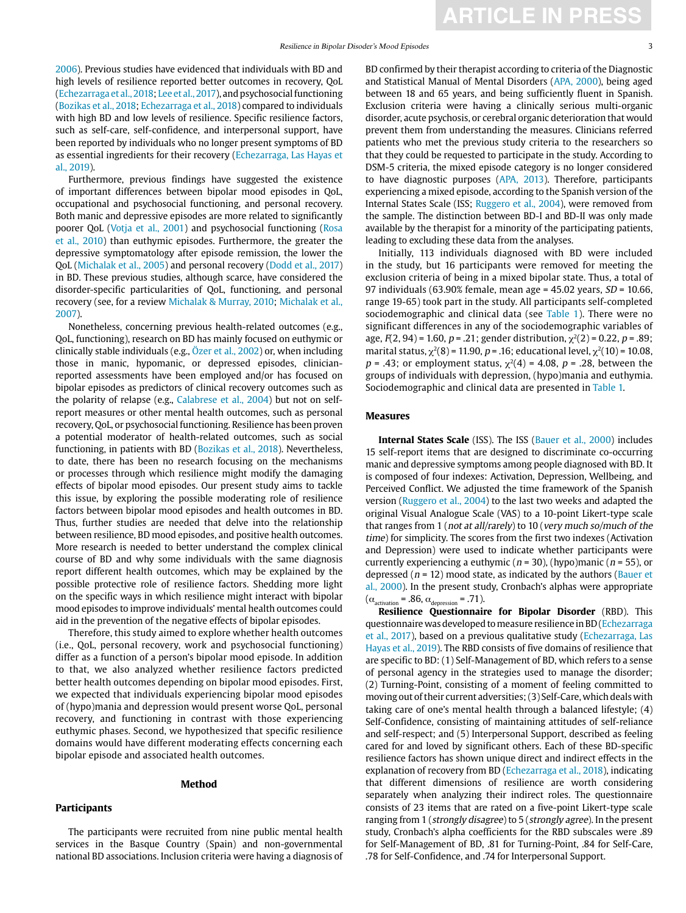2006). Previous studies have evidenced that individuals with BD and high levels of resilience reported better outcomes in recovery, QoL (Echezarraga et al., 2018; Lee et al., 2017), and psychosocial functioning (Bozikas et al., 2018; Echezarraga et al., 2018) compared to individuals with high BD and low levels of resilience. Specific resilience factors, such as self-care, self-confidence, and interpersonal support, have been reported by individuals who no longer present symptoms of BD as essential ingredients for their recovery (Echezarraga, Las Hayas et al., 2019).

Furthermore, previous findings have suggested the existence of important differences between bipolar mood episodes in QoL, occupational and psychosocial functioning, and personal recovery. Both manic and depressive episodes are more related to significantly poorer QoL (Votja et al., 2001) and psychosocial functioning (Rosa et al., 2010) than euthymic episodes. Furthermore, the greater the depressive symptomatology after episode remission, the lower the QoL (Michalak et al., 2005) and personal recovery (Dodd et al., 2017) in BD. These previous studies, although scarce, have considered the disorder-specific particularities of QoL, functioning, and personal recovery (see, for a review Michalak & Murray, 2010; Michalak et al., 2007).

Nonetheless, concerning previous health-related outcomes (e.g., QoL, functioning), research on BD has mainly focused on euthymic or clinically stable individuals (e.g., Özer et al., 2002) or, when including those in manic, hypomanic, or depressed episodes, clinician-reported assessments have been employed and/or has focused on bipolar episodes as predictors of clinical recovery outcomes such as the polarity of relapse (e.g., Calabrese et al., 2004) but not on self-report measures or other mental health outcomes, such as personal recovery, QoL, or psychosocial functioning. Resilience has been proven a potential moderator of health-related outcomes, such as social functioning, in patients with BD (Bozikas et al., 2018). Nevertheless, to date, there has been no research focusing on the mechanisms or processes through which resilience might modify the damaging effects of bipolar mood episodes. Our present study aims to tackle this issue, by exploring the possible moderating role of resilience factors between bipolar mood episodes and health outcomes in BD. Thus, further studies are needed that delve into the relationship between resilience, BD mood episodes, and positive health outcomes. More research is needed to better understand the complex clinical course of BD and why some individuals with the same diagnosis report different health outcomes, which may be explained by the possible protective role of resilience factors. Shedding more light on the specific ways in which resilience might interact with bipolar mood episodes to improve individuals' mental health outcomes could aid in the prevention of the negative effects of bipolar episodes.

Therefore, this study aimed to explore whether health outcomes (i.e., QoL, personal recovery, work and psychosocial functioning) differ as a function of a person's bipolar mood episode. In addition to that, we also analyzed whether resilience factors predicted better health outcomes depending on bipolar mood episodes. First, we expected that individuals experiencing bipolar mood episodes of (hypo)mania and depression would present worse QoL, personal recovery, and functioning in contrast with those experiencing euthymic phases. Second, we hypothesized that specific resilience domains would have different moderating effects concerning each bipolar episode and associated health outcomes.

## Method

### Participants

The participants were recruited from nine public mental health services in the Basque Country (Spain) and non-governmental national BD associations. Inclusion criteria were having a diagnosis of BD confirmed by their therapist according to criteria of the Diagnostic and Statistical Manual of Mental Disorders (APA, 2000), being aged between 18 and 65 years, and being sufficiently fluent in Spanish. Exclusion criteria were having a clinically serious multi-organic disorder, acute psychosis, or cerebral organic deterioration that would prevent them from understanding the measures. Clinicians referred patients who met the previous study criteria to the researchers so that they could be requested to participate in the study. According to DSM-5 criteria, the mixed episode category is no longer considered to have diagnostic purposes (APA, 2013). Therefore, participants experiencing a mixed episode, according to the Spanish version of the Internal States Scale (ISS; Ruggero et al., 2004), were removed from the sample. The distinction between BD-I and BD-II was only made available by the therapist for a minority of the participating patients, leading to excluding these data from the analyses.

Initially, 113 individuals diagnosed with BD were included in the study, but 16 participants were removed for meeting the exclusion criteria of being in a mixed bipolar state. Thus, a total of 97 individuals (63.90% female, mean age = 45.02 years, *SD* = 10.66, range 19-65) took part in the study. All participants self-completed sociodemographic and clinical data (see Table 1). There were no significant differences in any of the sociodemographic variables of age, $F(2, 94) = 1.60$, $p = .21$; gender distribution, $\chi^2(2) = 0.22$, $p = .89$; marital status, $\chi^2(8) = 11.90$, $p = .16$; educational level, $\chi^2(10) = 10.08$, $p = .43$; or employment status, $\chi^2(4) = 4.08$, $p = .28$, between the groups of individuals with depression, (hypo)mania and euthymia. Sociodemographic and clinical data are presented in Table 1.

### Measures

**Internal States Scale** (ISS). The ISS (Bauer et al., 2000) includes 15 self-report items that are designed to discriminate co-occurring manic and depressive symptoms among people diagnosed with BD. It is composed of four indexes: Activation, Depression, Wellbeing, and Perceived Conflict. We adjusted the time framework of the Spanish version (Ruggero et al., 2004) to the last two weeks and adapted the original Visual Analogue Scale (VAS) to a 10-point Likert-type scale that ranges from 1 (*not at all/rarely*) to 10 (*very much so/much of the time*) for simplicity. The scores from the first two indexes (Activation and Depression) were used to indicate whether participants were currently experiencing a euthymic ($n = 30$), (hypo)manic ($n = 55$), or depressed ($n = 12$) mood state, as indicated by the authors (Bauer et al., 2000). In the present study, Cronbach's alphas were appropriate ($\alpha_{activation} = .86$, $\alpha_{depression} = .71$).

**Resilience Questionnaire for Bipolar Disorder** (RBD). This questionnaire was developed to measure resilience in BD (Echezarraga et al., 2017), based on a previous qualitative study (Echezarraga, Las Hayas et al., 2019). The RBD consists of five domains of resilience that are specific to BD: (1) Self-Management of BD, which refers to a sense of personal agency in the strategies used to manage the disorder; (2) Turning-Point, consisting of a moment of feeling committed to moving out of their current adversities; (3) Self-Care, which deals with taking care of one's mental health through a balanced lifestyle; (4) Self-Confidence, consisting of maintaining attitudes of self-reliance and self-respect; and (5) Interpersonal Support, described as feeling cared for and loved by significant others. Each of these BD-specific resilience factors has shown unique direct and indirect effects in the explanation of recovery from BD (Echezarraga et al., 2018), indicating that different dimensions of resilience are worth considering separately when analyzing their indirect roles. The questionnaire consists of 23 items that are rated on a five-point Likert-type scale ranging from 1 (*strongly disagree*) to 5 (*strongly agree*). In the present study, Cronbach's alpha coefficients for the RBD subscales were .89 for Self-Management of BD, .81 for Turning-Point, .84 for Self-Care, .78 for Self-Confidence, and .74 for Interpersonal Support.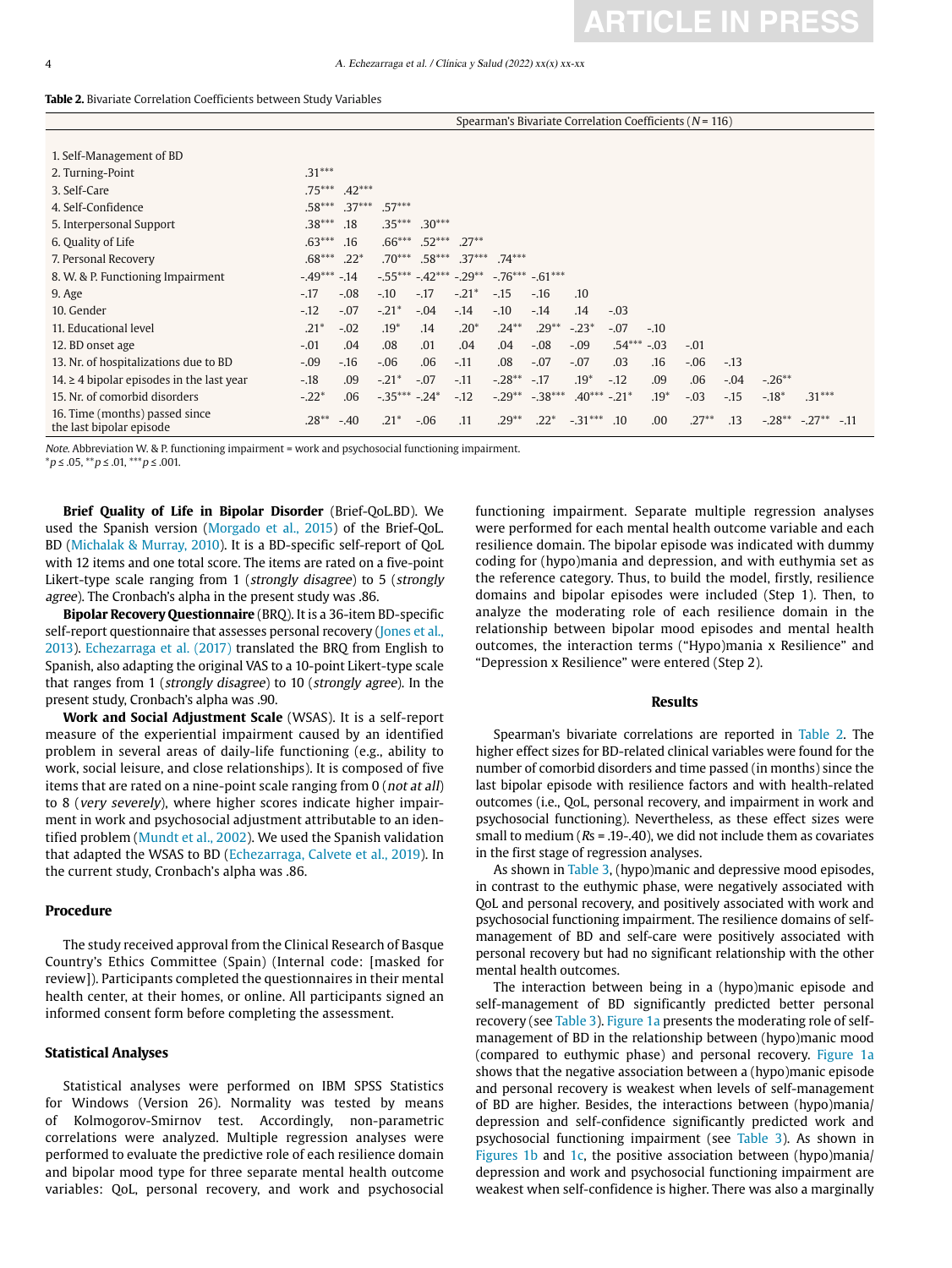**Table 2.** Bivariate Correlation Coefficients between Study Variables

| | Spearman's Bivariate Correlation Coefficients ($N$ = 116) | | | | | | | | | | | | | | |
|---|---|---|---|---|---|---|---|---|---|---|---|---|---|---|---|
| 1. Self-Management of BD | | | | | | | | | | | | | | | |
| 2. Turning-Point | .31*** | | | | | | | | | | | | | | |
| 3. Self-Care | .75*** | .42*** | | | | | | | | | | | | | |
| 4. Self-Confidence | .58*** | .37*** | .57*** | | | | | | | | | | | | |
| 5. Interpersonal Support | .38*** | .18 | .35*** | .30*** | | | | | | | | | | | |
| 6. Quality of Life | .63*** | .16 | .66*** | .52*** | .27** | | | | | | | | | | |
| 7. Personal Recovery | .68*** | .22* | .70*** | .58*** | .37*** | .74*** | | | | | | | | | |
| 8. W. & P. Functioning Impairment | -.49*** | -.14 | -.55*** | -.42*** | -.29** | -.76*** | -.61*** | | | | | | | | |
| 9. Age | -.17 | -.08 | -.10 | -.17 | -.21* | -.15 | -.16 | .10 | | | | | | | |
| 10. Gender | -.12 | -.07 | -.21* | -.04 | -.14 | -.10 | -.14 | .14 | -.03 | | | | | | |
| 11. Educational level | .21* | -.02 | .19* | .14 | .20* | .24** | .29** | -.23* | -.07 | -.10 | | | | | |
| 12. BD onset age | -.01 | .04 | .08 | .01 | .04 | .04 | -.08 | -.09 | .54*** | -.03 | -.01 | | | | |
| 13. Nr. of hospitalizations due to BD | -.09 | -.16 | -.06 | .06 | -.11 | .08 | -.07 | -.07 | .03 | .16 | -.06 | -.13 | | | |
| 14. ≥ 4 bipolar episodes in the last year | -.18 | .09 | -.21* | -.07 | -.11 | -.28** | -.17 | .19* | -.12 | .09 | .06 | -.04 | -.26** | | |
| 15. Nr. of comorbid disorders | -.22* | .06 | -.35*** | -.24* | -.12 | -.29** | -.38*** | .40*** | -.21* | .19* | -.03 | -.15 | -.18* | .31*** | |
| 16. Time (months) passed since the last bipolar episode | .28** | -.40 | .21* | -.06 | .11 | .29** | .22* | -.31*** | .10 | .00 | .27** | .13 | -.28** | -.27** | -.11 |

*Note.* Abbreviation W. & P. functioning impairment = work and psychosocial functioning impairment.
*$p \leq .05$, **$p \leq .01$, ***$p \leq .001$.

**Brief Quality of Life in Bipolar Disorder** (Brief-QoL.BD). We used the Spanish version (Morgado et al., 2015) of the Brief-QoL.BD (Michalak & Murray, 2010). It is a BD-specific self-report of QoL with 12 items and one total score. The items are rated on a five-point Likert-type scale ranging from 1 (*strongly disagree*) to 5 (*strongly agree*). The Cronbach's alpha in the present study was .86.

**Bipolar Recovery Questionnaire** (BRQ). It is a 36-item BD-specific self-report questionnaire that assesses personal recovery (Jones et al., 2013). Echezarraga et al. (2017) translated the BRQ from English to Spanish, also adapting the original VAS to a 10-point Likert-type scale that ranges from 1 (*strongly disagree*) to 10 (*strongly agree*). In the present study, Cronbach's alpha was .90.

**Work and Social Adjustment Scale** (WSAS). It is a self-report measure of the experiential impairment caused by an identified problem in several areas of daily-life functioning (e.g., ability to work, social leisure, and close relationships). It is composed of five items that are rated on a nine-point scale ranging from 0 (*not at all*) to 8 (*very severely*), where higher scores indicate higher impairment in work and psychosocial adjustment attributable to an identified problem (Mundt et al., 2002). We used the Spanish validation that adapted the WSAS to BD (Echezarraga, Calvete et al., 2019). In the current study, Cronbach's alpha was .86.

## Procedure

The study received approval from the Clinical Research of Basque Country's Ethics Committee (Spain) (Internal code: [masked for review]). Participants completed the questionnaires in their mental health center, at their homes, or online. All participants signed an informed consent form before completing the assessment.

## Statistical Analyses

Statistical analyses were performed on IBM SPSS Statistics for Windows (Version 26). Normality was tested by means of Kolmogorov-Smirnov test. Accordingly, non-parametric correlations were analyzed. Multiple regression analyses were performed to evaluate the predictive role of each resilience domain and bipolar mood type for three separate mental health outcome variables: QoL, personal recovery, and work and psychosocial functioning impairment. Separate multiple regression analyses were performed for each mental health outcome variable and each resilience domain. The bipolar episode was indicated with dummy coding for (hypo)mania and depression, and with euthymia set as the reference category. Thus, to build the model, firstly, resilience domains and bipolar episodes were included (Step 1). Then, to analyze the moderating role of each resilience domain in the relationship between bipolar mood episodes and mental health outcomes, the interaction terms ("(Hypo)mania x Resilience" and "Depression x Resilience" were entered (Step 2).

## Results

Spearman's bivariate correlations are reported in Table 2. The higher effect sizes for BD-related clinical variables were found for the number of comorbid disorders and time passed (in months) since the last bipolar episode with resilience factors and with health-related outcomes (i.e., QoL, personal recovery, and impairment in work and psychosocial functioning). Nevertheless, as these effect sizes were small to medium ($Rs$ = .19-.40), we did not include them as covariates in the first stage of regression analyses.

As shown in Table 3, (hypo)manic and depressive mood episodes, in contrast to the euthymic phase, were negatively associated with QoL and personal recovery, and positively associated with work and psychosocial functioning impairment. The resilience domains of self-management of BD and self-care were positively associated with personal recovery but had no significant relationship with the other mental health outcomes.

The interaction between being in a (hypo)manic episode and self-management of BD significantly predicted better personal recovery (see Table 3). Figure 1a presents the moderating role of self-management of BD in the relationship between (hypo)manic mood (compared to euthymic phase) and personal recovery. Figure 1a shows that the negative association between a (hypo)manic episode and personal recovery is weakest when levels of self-management of BD are higher. Besides, the interactions between (hypo)mania/depression and self-confidence significantly predicted work and psychosocial functioning impairment (see Table 3). As shown in Figures 1b and 1c, the positive association between (hypo)mania/depression and work and psychosocial functioning impairment are weakest when self-confidence is higher. There was also a marginally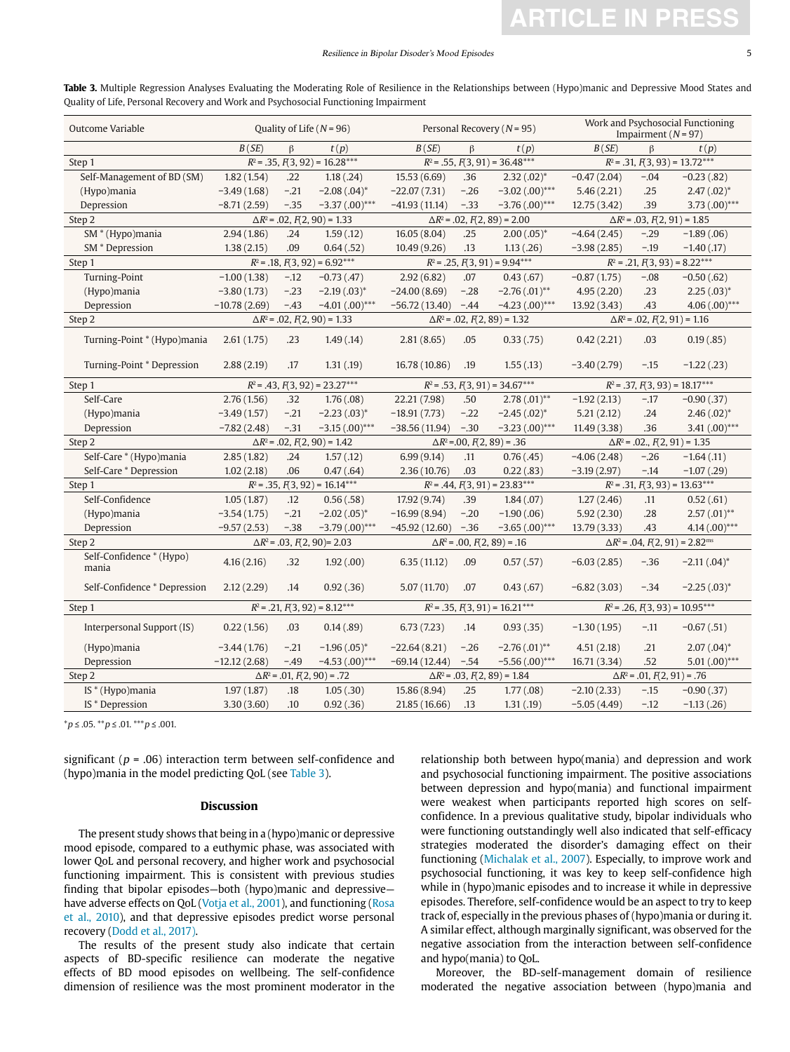**Table 3.** Multiple Regression Analyses Evaluating the Moderating Role of Resilience in the Relationships between (Hypo)manic and Depressive Mood States and Quality of Life, Personal Recovery and Work and Psychosocial Functioning Impairment

| Outcome Variable | Quality of Life ($N$ = 96) | | | Personal Recovery ($N$ = 95) | | | Work and Psychosocial Functioning Impairment ($N$ = 97) | | |
|---|---|---|---|---|---|---|---|---|---|
| | $B$ ($SE$) | β | $t$ ($p$) | $B$ ($SE$) | β | $t$ ($p$) | $B$ ($SE$) | β | $t$ ($p$) |
| Step 1 | $R^2$ = .35, $F$(3, 92) = 16.28*** | | | $R^2$ = .55, $F$(3, 91) = 36.48*** | | | $R^2$ = .31, $F$(3, 93) = 13.72*** | | |
| Self-Management of BD (SM) | 1.82 (1.54) | .22 | 1.18 (.24) | 15.53 (6.69) | .36 | 2.32 (.02)* | −0.47 (2.04) | −.04 | −0.23 (.82) |
| (Hypo)mania | −3.49 (1.68) | −.21 | −2.08 (.04)* | −22.07 (7.31) | −.26 | −3.02 (.00)*** | 5.46 (2.21) | .25 | 2.47 (.02)* |
| Depression | −8.71 (2.59) | −.35 | −3.37 (.00)*** | −41.93 (11.14) | −.33 | −3.76 (.00)*** | 12.75 (3.42) | .39 | 3.73 (.00)*** |
| Step 2 | $\Delta R^2$ = .02, $F$(2, 90) = 1.33 | | | $\Delta R^2$ = .02, $F$(2, 89) = 2.00 | | | $\Delta R^2$ = .03, $F$(2, 91) = 1.85 | | |
| SM * (Hypo)mania | 2.94 (1.86) | .24 | 1.59 (.12) | 16.05 (8.04) | .25 | 2.00 (.05)* | −4.64 (2.45) | −.29 | −1.89 (.06) |
| SM * Depression | 1.38 (2.15) | .09 | 0.64 (.52) | 10.49 (9.26) | .13 | 1.13 (.26) | −3.98 (2.85) | −.19 | −1.40 (.17) |
| Step 1 | $R^2$ = .18, $F$(3, 92) = 6.92*** | | | $R^2$ = .25, $F$(3, 91) = 9.94*** | | | $R^2$ = .21, $F$(3, 93) = 8.22*** | | |
| Turning-Point | −1.00 (1.38) | −.12 | −0.73 (.47) | 2.92 (6.82) | .07 | 0.43 (.67) | −0.87 (1.75) | −.08 | −0.50 (.62) |
| (Hypo)mania | −3.80 (1.73) | −.23 | −2.19 (.03)* | −24.00 (8.69) | −.28 | −2.76 (.01)** | 4.95 (2.20) | .23 | 2.25 (.03)* |
| Depression | −10.78 (2.69) | −.43 | −4.01 (.00)*** | −56.72 (13.40) | −.44 | −4.23 (.00)*** | 13.92 (3.43) | .43 | 4.06 (.00)*** |
| Step 2 | $\Delta R^2$ = .02, $F$(2, 90) = 1.33 | | | $\Delta R^2$ = .02, $F$(2, 89) = 1.32 | | | $\Delta R^2$ = .02, $F$(2, 91) = 1.16 | | |
| Turning-Point * (Hypo)mania | 2.61 (1.75) | .23 | 1.49 (.14) | 2.81 (8.65) | .05 | 0.33 (.75) | 0.42 (2.21) | .03 | 0.19 (.85) |
| Turning-Point * Depression | 2.88 (2.19) | .17 | 1.31 (.19) | 16.78 (10.86) | .19 | 1.55 (.13) | −3.40 (2.79) | −.15 | −1.22 (.23) |
| Step 1 | $R^2$ = .43, $F$(3, 92) = 23.27*** | | | $R^2$ = .53, $F$(3, 91) = 34.67*** | | | $R^2$ = .37, $F$(3, 93) = 18.17*** | | |
| Self-Care | 2.76 (1.56) | .32 | 1.76 (.08) | 22.21 (7.98) | .50 | 2.78 (.01)** | −1.92 (2.13) | −.17 | −0.90 (.37) |
| (Hypo)mania | −3.49 (1.57) | −.21 | −2.23 (.03)* | −18.91 (7.73) | −.22 | −2.45 (.02)* | 5.21 (2.12) | .24 | 2.46 (.02)* |
| Depression | −7.82 (2.48) | −.31 | −3.15 (.00)*** | −38.56 (11.94) | −.30 | −3.23 (.00)*** | 11.49 (3.38) | .36 | 3.41 (.00)*** |
| Step 2 | $\Delta R^2$ = .02, $F$(2, 90) = 1.42 | | | $\Delta R^2$ =.00, $F$(2, 89) = .36 | | | $\Delta R^2$ = .02., $F$(2, 91) = 1.35 | | |
| Self-Care * (Hypo)mania | 2.85 (1.82) | .24 | 1.57 (.12) | 6.99 (9.14) | .11 | 0.76 (.45) | −4.06 (2.48) | −.26 | −1.64 (.11) |
| Self-Care * Depression | 1.02 (2.18) | .06 | 0.47 (.64) | 2.36 (10.76) | .03 | 0.22 (.83) | −3.19 (2.97) | −.14 | −1.07 (.29) |
| Step 1 | $R^2$ = .35, $F$(3, 92) = 16.14*** | | | $R^2$ = .44, $F$(3, 91) = 23.83*** | | | $R^2$ = .31, $F$(3, 93) = 13.63*** | | |
| Self-Confidence | 1.05 (1.87) | .12 | 0.56 (.58) | 17.92 (9.74) | .39 | 1.84 (.07) | 1.27 (2.46) | .11 | 0.52 (.61) |
| (Hypo)mania | −3.54 (1.75) | −.21 | −2.02 (.05)* | −16.99 (8.94) | −.20 | −1.90 (.06) | 5.92 (2.30) | .28 | 2.57 (.01)** |
| Depression | −9.57 (2.53) | −.38 | −3.79 (.00)*** | −45.92 (12.60) | −.36 | −3.65 (.00)*** | 13.79 (3.33) | .43 | 4.14 (.00)*** |
| Step 2 | $\Delta R^2$ = .03, $F$(2, 90)= 2.03 | | | $\Delta R^2$ = .00, $F$(2, 89) = .16 | | | $\Delta R^2$ = .04, $F$(2, 91) = 2.82$^{ms}$ | | |
| Self-Confidence * (Hypo) mania | 4.16 (2.16) | .32 | 1.92 (.00) | 6.35 (11.12) | .09 | 0.57 (.57) | −6.03 (2.85) | −.36 | −2.11 (.04)* |
| Self-Confidence * Depression | 2.12 (2.29) | .14 | 0.92 (.36) | 5.07 (11.70) | .07 | 0.43 (.67) | −6.82 (3.03) | −.34 | −2.25 (.03)* |
| Step 1 | $R^2$ = .21, $F$(3, 92) = 8.12*** | | | $R^2$ = .35, $F$(3, 91) = 16.21*** | | | $R^2$ = .26, $F$(3, 93) = 10.95*** | | |
| Interpersonal Support (IS) | 0.22 (1.56) | .03 | 0.14 (.89) | 6.73 (7.23) | .14 | 0.93 (.35) | −1.30 (1.95) | −.11 | −0.67 (.51) |
| (Hypo)mania | −3.44 (1.76) | −.21 | −1.96 (.05)* | −22.64 (8.21) | −.26 | −2.76 (.01)** | 4.51 (2.18) | .21 | 2.07 (.04)* |
| Depression | −12.12 (2.68) | −.49 | −4.53 (.00)*** | −69.14 (12.44) | −.54 | −5.56 (.00)*** | 16.71 (3.34) | .52 | 5.01 (.00)*** |
| Step 2 | $\Delta R^2$ = .01, $F$(2, 90) = .72 | | | $\Delta R^2$ = .03, $F$(2, 89) = 1.84 | | | $\Delta R^2$ = .01, $F$(2, 91) = .76 | | |
| IS * (Hypo)mania | 1.97 (1.87) | .18 | 1.05 (.30) | 15.86 (8.94) | .25 | 1.77 (.08) | −2.10 (2.33) | −.15 | −0.90 (.37) |
| IS * Depression | 3.30 (3.60) | .10 | 0.92 (.36) | 21.85 (16.66) | .13 | 1.31 (.19) | −5.05 (4.49) | −.12 | −1.13 (.26) |

*$p$ ≤ .05. **$p$ ≤ .01. ***$p$ ≤ .001.

significant ($p$ = .06) interaction term between self-confidence and (hypo)mania in the model predicting QoL (see Table 3).

## Discussion

The present study shows that being in a (hypo)manic or depressive mood episode, compared to a euthymic phase, was associated with lower QoL and personal recovery, and higher work and psychosocial functioning impairment. This is consistent with previous studies finding that bipolar episodes—both (hypo)manic and depressive—have adverse effects on QoL (Votja et al., 2001), and functioning (Rosa et al., 2010), and that depressive episodes predict worse personal recovery (Dodd et al., 2017).

The results of the present study also indicate that certain aspects of BD-specific resilience can moderate the negative effects of BD mood episodes on wellbeing. The self-confidence dimension of resilience was the most prominent moderator in the relationship both between hypo(mania) and depression and work and psychosocial functioning impairment. The positive associations between depression and hypo(mania) and functional impairment were weakest when participants reported high scores on self-confidence. In a previous qualitative study, bipolar individuals who were functioning outstandingly well also indicated that self-efficacy strategies moderated the disorder's damaging effect on their functioning (Michalak et al., 2007). Especially, to improve work and psychosocial functioning, it was key to keep self-confidence high while in (hypo)manic episodes and to increase it while in depressive episodes. Therefore, self-confidence would be an aspect to try to keep track of, especially in the previous phases of (hypo)mania or during it. A similar effect, although marginally significant, was observed for the negative association from the interaction between self-confidence and hypo(mania) to QoL.

Moreover, the BD-self-management domain of resilience moderated the negative association between (hypo)mania and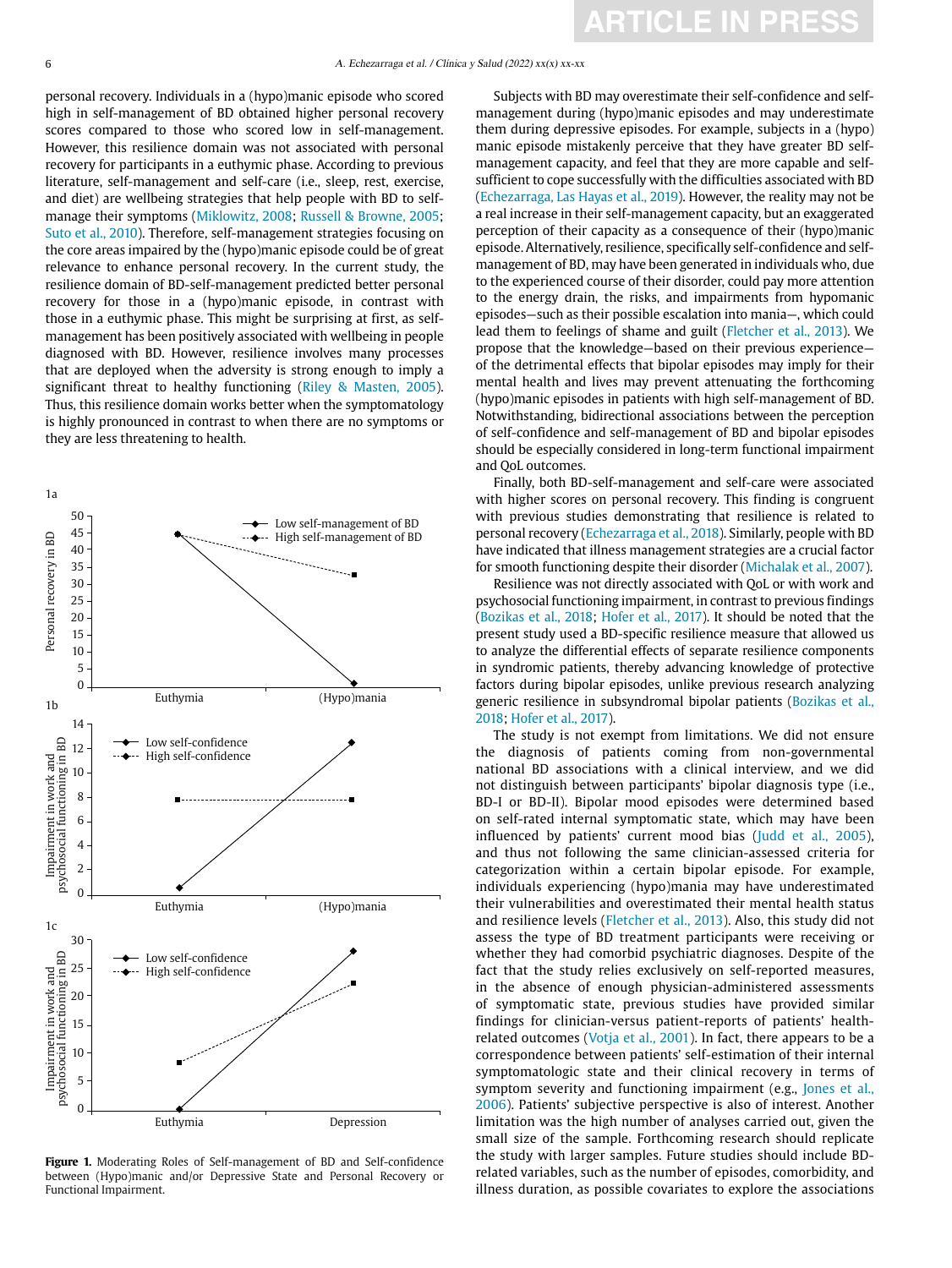personal recovery. Individuals in a (hypo)manic episode who scored high in self-management of BD obtained higher personal recovery scores compared to those who scored low in self-management. However, this resilience domain was not associated with personal recovery for participants in a euthymic phase. According to previous literature, self-management and self-care (i.e., sleep, rest, exercise, and diet) are wellbeing strategies that help people with BD to self-manage their symptoms (Miklowitz, 2008; Russell & Browne, 2005; Suto et al., 2010). Therefore, self-management strategies focusing on the core areas impaired by the (hypo)manic episode could be of great relevance to enhance personal recovery. In the current study, the resilience domain of BD-self-management predicted better personal recovery for those in a (hypo)manic episode, in contrast with those in a euthymic phase. This might be surprising at first, as self-management has been positively associated with wellbeing in people diagnosed with BD. However, resilience involves many processes that are deployed when the adversity is strong enough to imply a significant threat to healthy functioning (Riley & Masten, 2005). Thus, this resilience domain works better when the symptomatology is highly pronounced in contrast to when there are no symptoms or they are less threatening to health.

**Figure 1.** Moderating Roles of Self-management of BD and Self-confidence between (Hypo)manic and/or Depressive State and Personal Recovery or Functional Impairment.

Subjects with BD may overestimate their self-confidence and self-management during (hypo)manic episodes and may underestimate them during depressive episodes. For example, subjects in a (hypo) manic episode mistakenly perceive that they have greater BD self-management capacity, and feel that they are more capable and self-sufficient to cope successfully with the difficulties associated with BD (Echezarraga, Las Hayas et al., 2019). However, the reality may not be a real increase in their self-management capacity, but an exaggerated perception of their capacity as a consequence of their (hypo)manic episode. Alternatively, resilience, specifically self-confidence and self-management of BD, may have been generated in individuals who, due to the experienced course of their disorder, could pay more attention to the energy drain, the risks, and impairments from hypomanic episodes—such as their possible escalation into mania—, which could lead them to feelings of shame and guilt (Fletcher et al., 2013). We propose that the knowledge—based on their previous experience—of the detrimental effects that bipolar episodes may imply for their mental health and lives may prevent attenuating the forthcoming (hypo)manic episodes in patients with high self-management of BD. Notwithstanding, bidirectional associations between the perception of self-confidence and self-management of BD and bipolar episodes should be especially considered in long-term functional impairment and QoL outcomes.

Finally, both BD-self-management and self-care were associated with higher scores on personal recovery. This finding is congruent with previous studies demonstrating that resilience is related to personal recovery (Echezarraga et al., 2018). Similarly, people with BD have indicated that illness management strategies are a crucial factor for smooth functioning despite their disorder (Michalak et al., 2007).

Resilience was not directly associated with QoL or with work and psychosocial functioning impairment, in contrast to previous findings (Bozikas et al., 2018; Hofer et al., 2017). It should be noted that the present study used a BD-specific resilience measure that allowed us to analyze the differential effects of separate resilience components in syndromic patients, thereby advancing knowledge of protective factors during bipolar episodes, unlike previous research analyzing generic resilience in subsyndromal bipolar patients (Bozikas et al., 2018; Hofer et al., 2017).

The study is not exempt from limitations. We did not ensure the diagnosis of patients coming from non-governmental national BD associations with a clinical interview, and we did not distinguish between participants' bipolar diagnosis type (i.e., BD-I or BD-II). Bipolar mood episodes were determined based on self-rated internal symptomatic state, which may have been influenced by patients' current mood bias (Judd et al., 2005), and thus not following the same clinician-assessed criteria for categorization within a certain bipolar episode. For example, individuals experiencing (hypo)mania may have underestimated their vulnerabilities and overestimated their mental health status and resilience levels (Fletcher et al., 2013). Also, this study did not assess the type of BD treatment participants were receiving or whether they had comorbid psychiatric diagnoses. Despite of the fact that the study relies exclusively on self-reported measures, in the absence of enough physician-administered assessments of symptomatic state, previous studies have provided similar findings for clinician-versus patient-reports of patients' health-related outcomes (Votja et al., 2001). In fact, there appears to be a correspondence between patients' self-estimation of their internal symptomatologic state and their clinical recovery in terms of symptom severity and functioning impairment (e.g., Jones et al., 2006). Patients' subjective perspective is also of interest. Another limitation was the high number of analyses carried out, given the small size of the sample. Forthcoming research should replicate the study with larger samples. Future studies should include BD-related variables, such as the number of episodes, comorbidity, and illness duration, as possible covariates to explore the associations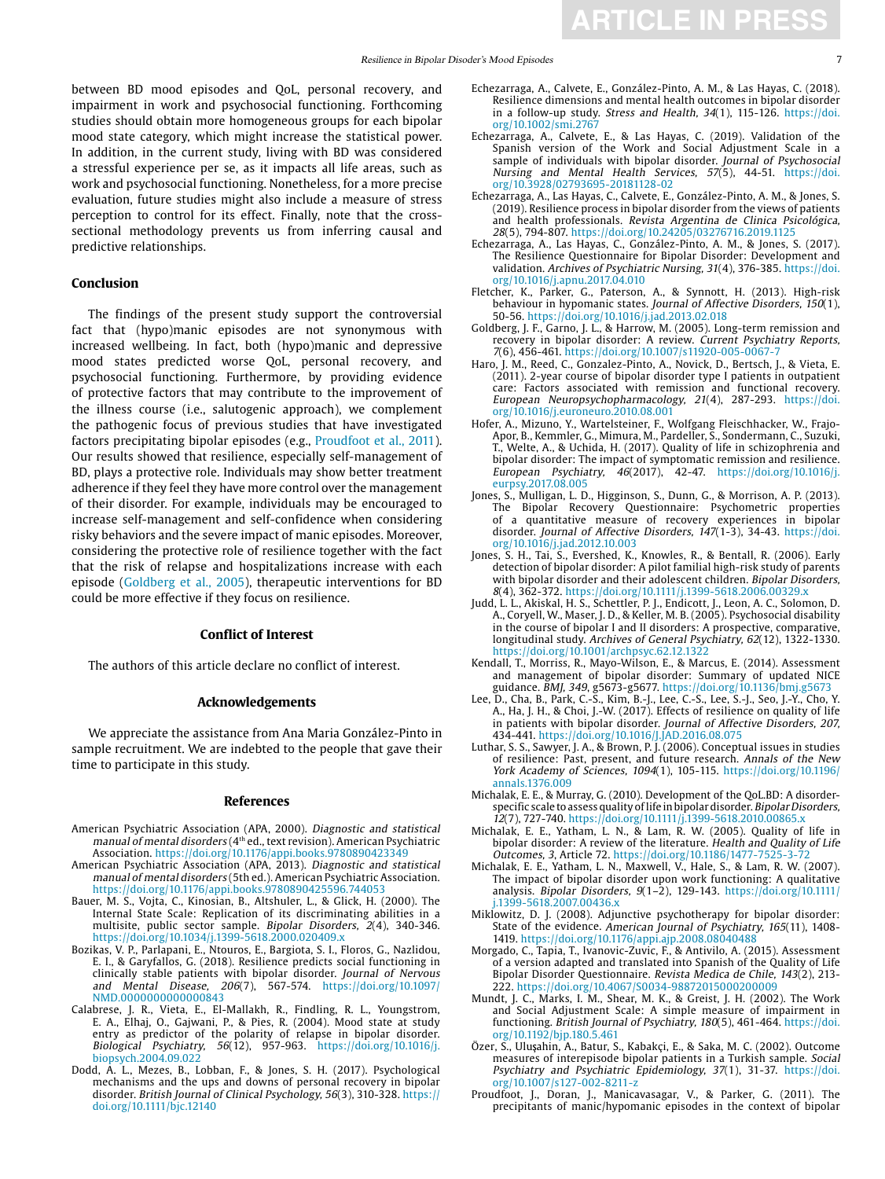between BD mood episodes and QoL, personal recovery, and impairment in work and psychosocial functioning. Forthcoming studies should obtain more homogeneous groups for each bipolar mood state category, which might increase the statistical power. In addition, in the current study, living with BD was considered a stressful experience per se, as it impacts all life areas, such as work and psychosocial functioning. Nonetheless, for a more precise evaluation, future studies might also include a measure of stress perception to control for its effect. Finally, note that the cross-sectional methodology prevents us from inferring causal and predictive relationships.

## Conclusion

The findings of the present study support the controversial fact that (hypo)manic episodes are not synonymous with increased wellbeing. In fact, both (hypo)manic and depressive mood states predicted worse QoL, personal recovery, and psychosocial functioning. Furthermore, by providing evidence of protective factors that may contribute to the improvement of the illness course (i.e., salutogenic approach), we complement the pathogenic focus of previous studies that have investigated factors precipitating bipolar episodes (e.g., Proudfoot et al., 2011). Our results showed that resilience, especially self-management of BD, plays a protective role. Individuals may show better treatment adherence if they feel they have more control over the management of their disorder. For example, individuals may be encouraged to increase self-management and self-confidence when considering risky behaviors and the severe impact of manic episodes. Moreover, considering the protective role of resilience together with the fact that the risk of relapse and hospitalizations increase with each episode (Goldberg et al., 2005), therapeutic interventions for BD could be more effective if they focus on resilience.

### Conflict of Interest

The authors of this article declare no conflict of interest.

### Acknowledgements

We appreciate the assistance from Ana Maria González-Pinto in sample recruitment. We are indebted to the people that gave their time to participate in this study.

### References

American Psychiatric Association (APA, 2000). *Diagnostic and statistical manual of mental disorders* (4th ed., text revision). American Psychiatric Association. https://doi.org/10.1176/appi.books.9780890423349

American Psychiatric Association (APA, 2013). *Diagnostic and statistical manual of mental disorders* (5th ed.). American Psychiatric Association. https://doi.org/10.1176/appi.books.9780890425596.744053

Bauer, M. S., Vojta, C., Kinosian, B., Altshuler, L., & Glick, H. (2000). The Internal State Scale: Replication of its discriminating abilities in a multisite, public sector sample. *Bipolar Disorders, 2*(4), 340-346. https://doi.org/10.1034/j.1399-5618.2000.020409.x

Bozikas, V. P., Parlapani, E., Ntouros, E., Bargiota, S. I., Floros, G., Nazlidou, E. I., & Garyfallos, G. (2018). Resilience predicts social functioning in clinically stable patients with bipolar disorder. *Journal of Nervous and Mental Disease, 206*(7), 567-574. https://doi.org/10.1097/NMD.0000000000000843

Calabrese, J. R., Vieta, E., El-Mallakh, R., Findling, R. L., Youngstrom, E. A., Elhaj, O., Gajwani, P., & Pies, R. (2004). Mood state at study entry as predictor of the polarity of relapse in bipolar disorder. *Biological Psychiatry, 56*(12), 957-963. https://doi.org/10.1016/j.biopsych.2004.09.022

Dodd, A. L., Mezes, B., Lobban, F., & Jones, S. H. (2017). Psychological mechanisms and the ups and downs of personal recovery in bipolar disorder. *British Journal of Clinical Psychology, 56*(3), 310-328. https://doi.org/10.1111/bjc.12140

Echezarraga, A., Calvete, E., González-Pinto, A. M., & Las Hayas, C. (2018). Resilience dimensions and mental health outcomes in bipolar disorder in a follow-up study. *Stress and Health, 34*(1), 115-126. https://doi.org/10.1002/smi.2767

Echezarraga, A., Calvete, E., & Las Hayas, C. (2019). Validation of the Spanish version of the Work and Social Adjustment Scale in a sample of individuals with bipolar disorder. *Journal of Psychosocial Nursing and Mental Health Services, 57*(5), 44-51. https://doi.org/10.3928/02793695-20181128-02

Echezarraga, A., Las Hayas, C., Calvete, E., González-Pinto, A. M., & Jones, S. (2019). Resilience process in bipolar disorder from the views of patients and health professionals. *Revista Argentina de Clínica Psicológica, 28*(5), 794-807. https://doi.org/10.24205/03276716.2019.1125

Echezarraga, A., Las Hayas, C., González-Pinto, A. M., & Jones, S. (2017). The Resilience Questionnaire for Bipolar Disorder: Development and validation. *Archives of Psychiatric Nursing, 31*(4), 376-385. https://doi.org/10.1016/j.apnu.2017.04.010

Fletcher, K., Parker, G., Paterson, A., & Synnott, H. (2013). High-risk behaviour in hypomanic states. *Journal of Affective Disorders, 150*(1), 50-56. https://doi.org/10.1016/j.jad.2013.02.018

Goldberg, J. F., Garno, J. L., & Harrow, M. (2005). Long-term remission and recovery in bipolar disorder: A review. *Current Psychiatry Reports, 7*(6), 456-461. https://doi.org/10.1007/s11920-005-0067-7

Haro, J. M., Reed, C., Gonzalez-Pinto, A., Novick, D., Bertsch, J., & Vieta, E. (2011). 2-year course of bipolar disorder type I patients in outpatient care: Factors associated with remission and functional recovery. *European Neuropsychopharmacology, 21*(4), 287-293. https://doi.org/10.1016/j.euroneuro.2010.08.001

Hofer, A., Mizuno, Y., Wartelsteiner, F., Wolfgang Fleischhacker, W., Frajo-Apor, B., Kemmler, G., Mimura, M., Pardeller, S., Sondermann, C., Suzuki, T., Welte, A., & Uchida, H. (2017). Quality of life in schizophrenia and bipolar disorder: The impact of symptomatic remission and resilience. *European Psychiatry, 46*(2017), 42-47. https://doi.org/10.1016/j.eurpsy.2017.08.005

Jones, S., Mulligan, L. D., Higginson, S., Dunn, G., & Morrison, A. P. (2013). The Bipolar Recovery Questionnaire: Psychometric properties of a quantitative measure of recovery experiences in bipolar disorder. *Journal of Affective Disorders, 147*(1-3), 34-43. https://doi.org/10.1016/j.jad.2012.10.003

Jones, S. H., Tai, S., Evershed, K., Knowles, R., & Bentall, R. (2006). Early detection of bipolar disorder: A pilot familial high-risk study of parents with bipolar disorder and their adolescent children. *Bipolar Disorders, 8*(4), 362-372. https://doi.org/10.1111/j.1399-5618.2006.00329.x

Judd, L. L., Akiskal, H. S., Schettler, P. J., Endicott, J., Leon, A. C., Solomon, D. A., Coryell, W., Maser, J. D., & Keller, M. B. (2005). Psychosocial disability in the course of bipolar I and II disorders: A prospective, comparative, longitudinal study. *Archives of General Psychiatry, 62*(12), 1322-1330. https://doi.org/10.1001/archpsyc.62.12.1322

Kendall, T., Morriss, R., Mayo-Wilson, E., & Marcus, E. (2014). Assessment and management of bipolar disorder: Summary of updated NICE guidance. *BMJ, 349*, g5673-g5677. https://doi.org/10.1136/bmj.g5673

Lee, D., Cha, B., Park, C.-S., Kim, B.-J., Lee, C.-S., Lee, S.-J., Seo, J.-Y., Cho, Y. A., Ha, J. H., & Choi, J.-W. (2017). Effects of resilience on quality of life in patients with bipolar disorder. *Journal of Affective Disorders, 207*, 434-441. https://doi.org/10.1016/J.JAD.2016.08.075

Luthar, S. S., Sawyer, J. A., & Brown, P. J. (2006). Conceptual issues in studies of resilience: Past, present, and future research. *Annals of the New York Academy of Sciences, 1094*(1), 105-115. https://doi.org/10.1196/annals.1376.009

Michalak, E. E., & Murray, G. (2010). Development of the QoL.BD: A disorder-specific scale to assess quality of life in bipolar disorder. *Bipolar Disorders, 12*(7), 727-740. https://doi.org/10.1111/j.1399-5618.2010.00865.x

Michalak, E. E., Yatham, L. N., & Lam, R. W. (2005). Quality of life in bipolar disorder: A review of the literature. *Health and Quality of Life Outcomes, 3*, Article 72. https://doi.org/10.1186/1477-7525-3-72

Michalak, E. E., Yatham, L. N., Maxwell, V., Hale, S., & Lam, R. W. (2007). The impact of bipolar disorder upon work functioning: A qualitative analysis. *Bipolar Disorders, 9*(1–2), 129-143. https://doi.org/10.1111/j.1399-5618.2007.00436.x

Miklowitz, D. J. (2008). Adjunctive psychotherapy for bipolar disorder: State of the evidence. *American Journal of Psychiatry, 165*(11), 1408-1419. https://doi.org/10.1176/appi.ajp.2008.08040488

Morgado, C., Tapia, T., Ivanovic-Zuvic, F., & Antivilo, A. (2015). Assessment of a version adapted and translated into Spanish of the Quality of Life Bipolar Disorder Questionnaire. *Revista Medica de Chile, 143*(2), 213-222. https://doi.org/10.4067/S0034-98872015000200009

Mundt, J. C., Marks, I. M., Shear, M. K., & Greist, J. H. (2002). The Work and Social Adjustment Scale: A simple measure of impairment in functioning. *British Journal of Psychiatry, 180*(5), 461-464. https://doi.org/10.1192/bjp.180.5.461

Özer, S., Uluşahin, A., Batur, S., Kabakçi, E., & Saka, M. C. (2002). Outcome measures of interepisode bipolar patients in a Turkish sample. *Social Psychiatry and Psychiatric Epidemiology, 37*(1), 31-37. https://doi.org/10.1007/s127-002-8211-z

Proudfoot, J., Doran, J., Manicavasagar, V., & Parker, G. (2011). The precipitants of manic/hypomanic episodes in the context of bipolar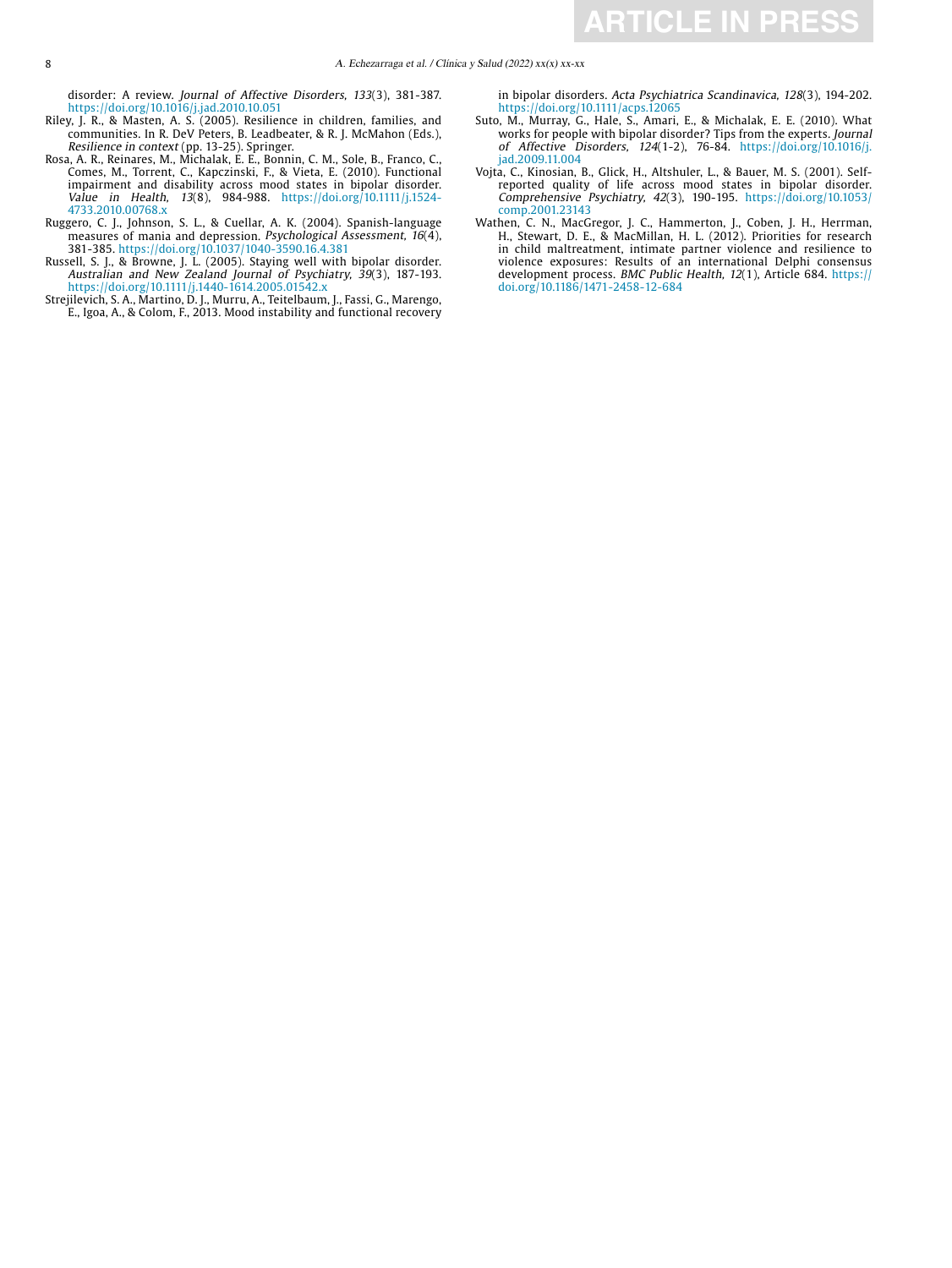disorder: A review. *Journal of Affective Disorders, 133*(3), 381-387. https://doi.org/10.1016/j.jad.2010.10.051

Riley, J. R., & Masten, A. S. (2005). Resilience in children, families, and communities. In R. DeV Peters, B. Leadbeater, & R. J. McMahon (Eds.), *Resilience in context* (pp. 13-25). Springer.

Rosa, A. R., Reinares, M., Michalak, E. E., Bonnin, C. M., Sole, B., Franco, C., Comes, M., Torrent, C., Kapczinski, F., & Vieta, E. (2010). Functional impairment and disability across mood states in bipolar disorder. *Value in Health, 13*(8), 984-988. https://doi.org/10.1111/j.1524-4733.2010.00768.x

Ruggero, C. J., Johnson, S. L., & Cuellar, A. K. (2004). Spanish-language measures of mania and depression. *Psychological Assessment, 16*(4), 381-385. https://doi.org/10.1037/1040-3590.16.4.381

Russell, S. J., & Browne, J. L. (2005). Staying well with bipolar disorder. *Australian and New Zealand Journal of Psychiatry, 39*(3), 187-193. https://doi.org/10.1111/j.1440-1614.2005.01542.x

Strejilevich, S. A., Martino, D. J., Murru, A., Teitelbaum, J., Fassi, G., Marengo, E., Igoa, A., & Colom, F., 2013. Mood instability and functional recovery in bipolar disorders. *Acta Psychiatrica Scandinavica, 128*(3), 194-202. https://doi.org/10.1111/acps.12065

Suto, M., Murray, G., Hale, S., Amari, E., & Michalak, E. E. (2010). What works for people with bipolar disorder? Tips from the experts. *Journal of Affective Disorders, 124*(1-2), 76-84. https://doi.org/10.1016/j.jad.2009.11.004

Vojta, C., Kinosian, B., Glick, H., Altshuler, L., & Bauer, M. S. (2001). Self-reported quality of life across mood states in bipolar disorder. *Comprehensive Psychiatry, 42*(3), 190-195. https://doi.org/10.1053/comp.2001.23143

Wathen, C. N., MacGregor, J. C., Hammerton, J., Coben, J. H., Herrman, H., Stewart, D. E., & MacMillan, H. L. (2012). Priorities for research in child maltreatment, intimate partner violence and resilience to violence exposures: Results of an international Delphi consensus development process. *BMC Public Health, 12*(1), Article 684. https://doi.org/10.1186/1471-2458-12-684